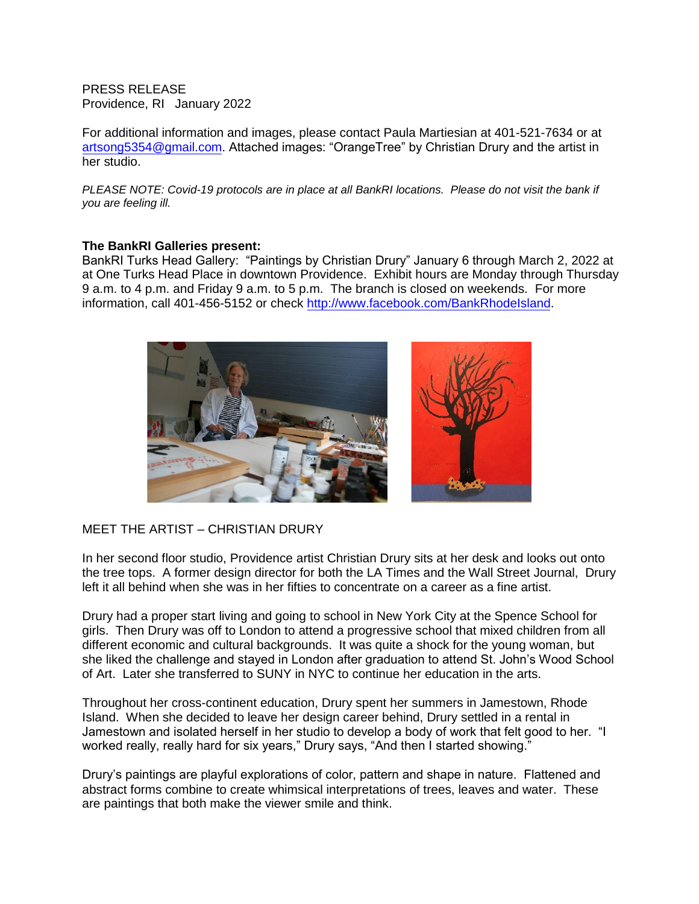PRESS RELEASE
Providence, RI January 2022

For additional information and images, please contact Paula Martiesian at 401-521-7634 or at [artsong5354@gmail.com](mailto:artsong5354@gmail.com). Attached images: "OrangeTree" by Christian Drury and the artist in her studio.

*PLEASE NOTE: Covid-19 protocols are in place at all BankRI locations. Please do not visit the bank if you are feeling ill.*

**The BankRI Galleries present:**
BankRI Turks Head Gallery: "Paintings by Christian Drury" January 6 through March 2, 2022 at at One Turks Head Place in downtown Providence. Exhibit hours are Monday through Thursday 9 a.m. to 4 p.m. and Friday 9 a.m. to 5 p.m. The branch is closed on weekends. For more information, call 401-456-5152 or check [http://www.facebook.com/BankRhodeIsland](http://www.facebook.com/BankRhodeIsland).

MEET THE ARTIST – CHRISTIAN DRURY

In her second floor studio, Providence artist Christian Drury sits at her desk and looks out onto the tree tops. A former design director for both the LA Times and the Wall Street Journal, Drury left it all behind when she was in her fifties to concentrate on a career as a fine artist.

Drury had a proper start living and going to school in New York City at the Spence School for girls. Then Drury was off to London to attend a progressive school that mixed children from all different economic and cultural backgrounds. It was quite a shock for the young woman, but she liked the challenge and stayed in London after graduation to attend St. John's Wood School of Art. Later she transferred to SUNY in NYC to continue her education in the arts.

Throughout her cross-continent education, Drury spent her summers in Jamestown, Rhode Island. When she decided to leave her design career behind, Drury settled in a rental in Jamestown and isolated herself in her studio to develop a body of work that felt good to her. "I worked really, really hard for six years," Drury says, "And then I started showing."

Drury's paintings are playful explorations of color, pattern and shape in nature. Flattened and abstract forms combine to create whimsical interpretations of trees, leaves and water. These are paintings that both make the viewer smile and think.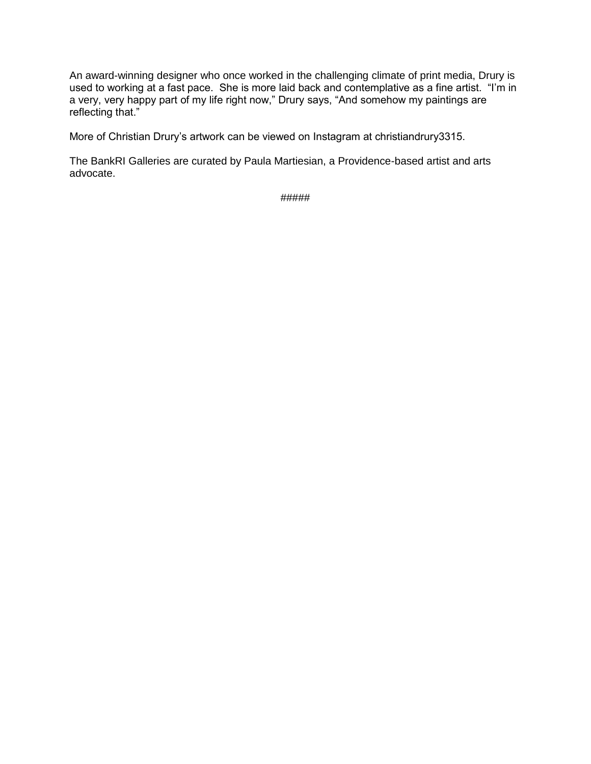An award-winning designer who once worked in the challenging climate of print media, Drury is used to working at a fast pace. She is more laid back and contemplative as a fine artist. "I'm in a very, very happy part of my life right now," Drury says, "And somehow my paintings are reflecting that."

More of Christian Drury's artwork can be viewed on Instagram at christiandrury3315.

The BankRI Galleries are curated by Paula Martiesian, a Providence-based artist and arts advocate.

#####